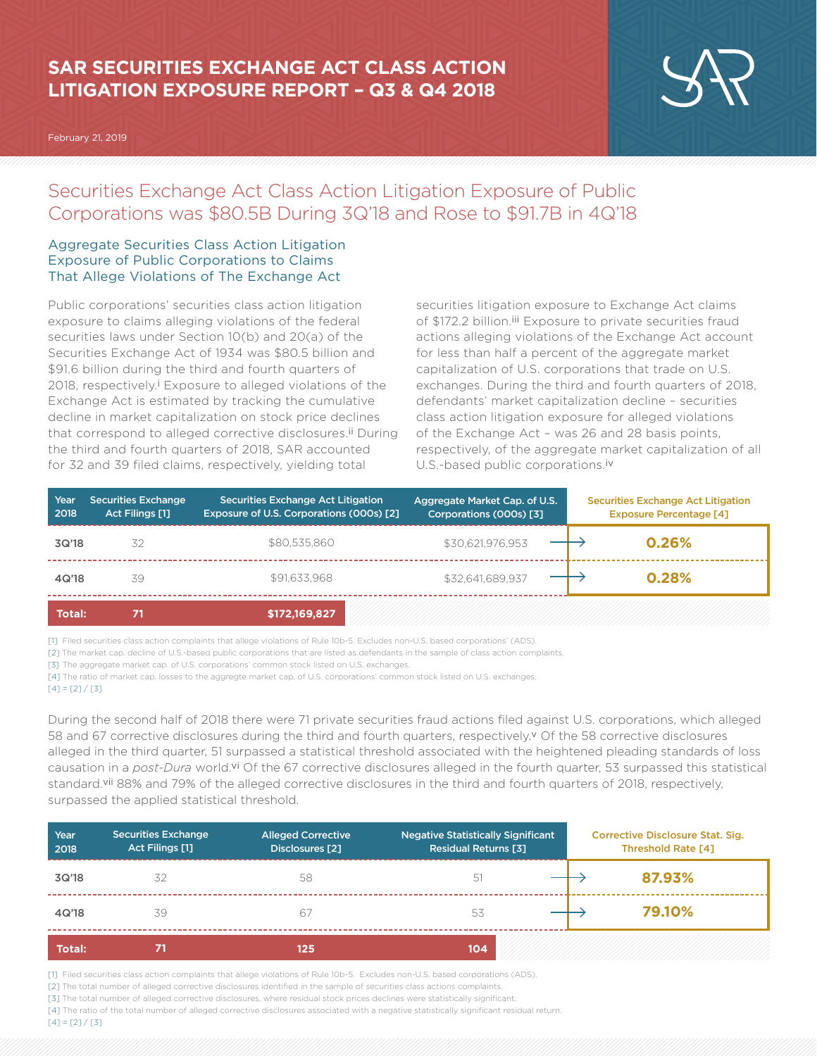# SAR SECURITIES EXCHANGE ACT CLASS ACTION LITIGATION EXPOSURE REPORT – Q3 & Q4 2018

February 21, 2019

## Securities Exchange Act Class Action Litigation Exposure of Public Corporations was $80.5B During 3Q'18 and Rose to $91.7B in 4Q'18

### Aggregate Securities Class Action Litigation Exposure of Public Corporations to Claims That Allege Violations of The Exchange Act

Public corporations' securities class action litigation exposure to claims alleging violations of the federal securities laws under Section 10(b) and 20(a) of the Securities Exchange Act of 1934 was $80.5 billion and $91.6 billion during the third and fourth quarters of 2018, respectively.[i] Exposure to alleged violations of the Exchange Act is estimated by tracking the cumulative decline in market capitalization on stock price declines that correspond to alleged corrective disclosures.[ii] During the third and fourth quarters of 2018, SAR accounted for 32 and 39 filed claims, respectively, yielding total securities litigation exposure to Exchange Act claims of $172.2 billion.[iii] Exposure to private securities fraud actions alleging violations of the Exchange Act account for less than half a percent of the aggregate market capitalization of U.S. corporations that trade on U.S. exchanges. During the third and fourth quarters of 2018, defendants' market capitalization decline – securities class action litigation exposure for alleged violations of the Exchange Act – was 26 and 28 basis points, respectively, of the aggregate market capitalization of all U.S.-based public corporations.[iv]

| Year 2018 | Securities Exchange Act Filings [1] | Securities Exchange Act Litigation Exposure of U.S. Corporations (000s) [2] | Aggregate Market Cap. of U.S. Corporations (000s) [3] | Securities Exchange Act Litigation Exposure Percentage [4] |
|---|---|---|---|---|
| 3Q'18 | 32 | $80,535,860 | $30,621,976,953 | **0.26%** |
| 4Q'18 | 39 | $91,633,968 | $32,641,689,937 | **0.28%** |
| **Total:** | **71** | **$172,169,827** | | |

[1] Filed securities class action complaints that allege violations of Rule 10b-5. Excludes non-U.S. based corporations' (ADS).
[2] The market cap. decline of U.S.-based public corporations that are listed as defendants in the sample of class action complaints.
[3] The aggregate market cap. of U.S. corporations' common stock listed on U.S. exchanges.
[4] The ratio of market cap. losses to the aggregte market cap. of U.S. corporations' common stock listed on U.S. exchanges.
[4] = [2] / [3]

During the second half of 2018 there were 71 private securities fraud actions filed against U.S. corporations, which alleged 58 and 67 corrective disclosures during the third and fourth quarters, respectively.[v] Of the 58 corrective disclosures alleged in the third quarter, 51 surpassed a statistical threshold associated with the heightened pleading standards of loss causation in a *post-Dura* world.[vi] Of the 67 corrective disclosures alleged in the fourth quarter, 53 surpassed this statistical standard.[vii] 88% and 79% of the alleged corrective disclosures in the third and fourth quarters of 2018, respectively, surpassed the applied statistical threshold.

| Year 2018 | Securities Exchange Act Filings [1] | Alleged Corrective Disclosures [2] | Negative Statistically Significant Residual Returns [3] | Corrective Disclosure Stat. Sig. Threshold Rate [4] |
|---|---|---|---|---|
| 3Q'18 | 32 | 58 | 51 | **87.93%** |
| 4Q'18 | 39 | 67 | 53 | **79.10%** |
| **Total:** | **71** | **125** | **104** | |

[1] Filed securities class action complaints that allege violations of Rule 10b-5. Excludes non-U.S. based corporations' (ADS).
[2] The total number of alleged corrective disclosures identified in the sample of securities class actions complaints.
[3] The total number of alleged corrective disclosures, where residual stock prices declines were statistically significant.
[4] The ratio of the total number of alleged corrective disclosures associated with a negative statistically significant residual return.
[4] = [2] / [3]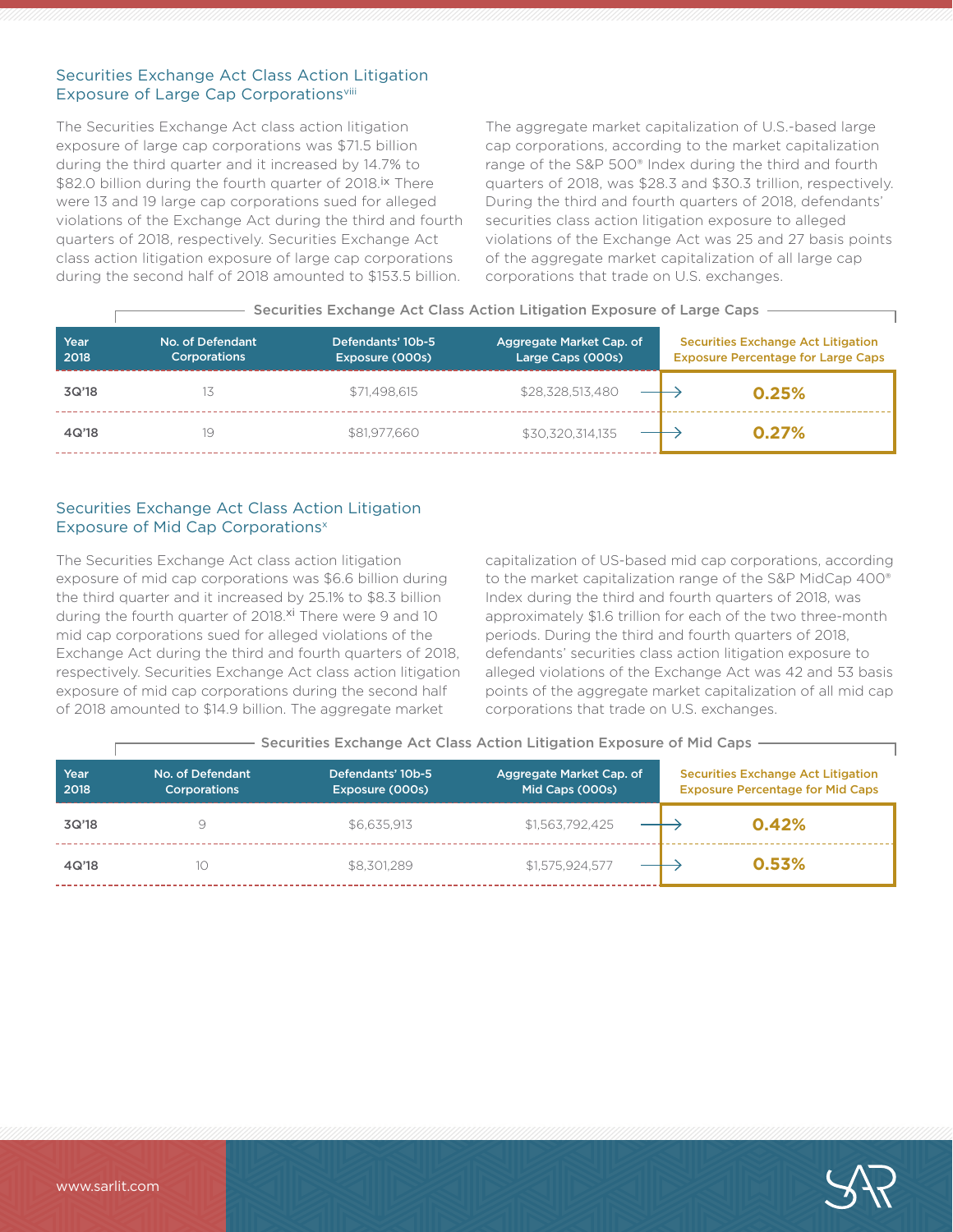## Securities Exchange Act Class Action Litigation Exposure of Large Cap Corporations[viii]

The Securities Exchange Act class action litigation exposure of large cap corporations was $71.5 billion during the third quarter and it increased by 14.7% to $82.0 billion during the fourth quarter of 2018.[ix] There were 13 and 19 large cap corporations sued for alleged violations of the Exchange Act during the third and fourth quarters of 2018, respectively. Securities Exchange Act class action litigation exposure of large cap corporations during the second half of 2018 amounted to $153.5 billion.

The aggregate market capitalization of U.S.-based large cap corporations, according to the market capitalization range of the S&P 500® Index during the third and fourth quarters of 2018, was $28.3 and $30.3 trillion, respectively. During the third and fourth quarters of 2018, defendants' securities class action litigation exposure to alleged violations of the Exchange Act was 25 and 27 basis points of the aggregate market capitalization of all large cap corporations that trade on U.S. exchanges.

**Securities Exchange Act Class Action Litigation Exposure of Large Caps**

| Year 2018 | No. of Defendant Corporations | Defendants' 10b-5 Exposure (000s) | Aggregate Market Cap. of Large Caps (000s) | Securities Exchange Act Litigation Exposure Percentage for Large Caps |
|---|---|---|---|---|
| 3Q'18 | 13 | $71,498,615 | $28,328,513,480 | 0.25% |
| 4Q'18 | 19 | $81,977,660 | $30,320,314,135 | 0.27% |

## Securities Exchange Act Class Action Litigation Exposure of Mid Cap Corporations[x]

The Securities Exchange Act class action litigation exposure of mid cap corporations was $6.6 billion during the third quarter and it increased by 25.1% to $8.3 billion during the fourth quarter of 2018.[xi] There were 9 and 10 mid cap corporations sued for alleged violations of the Exchange Act during the third and fourth quarters of 2018, respectively. Securities Exchange Act class action litigation exposure of mid cap corporations during the second half of 2018 amounted to $14.9 billion. The aggregate market capitalization of US-based mid cap corporations, according to the market capitalization range of the S&P MidCap 400® Index during the third and fourth quarters of 2018, was approximately $1.6 trillion for each of the two three-month periods. During the third and fourth quarters of 2018, defendants' securities class action litigation exposure to alleged violations of the Exchange Act was 42 and 53 basis points of the aggregate market capitalization of all mid cap corporations that trade on U.S. exchanges.

**Securities Exchange Act Class Action Litigation Exposure of Mid Caps**

| Year 2018 | No. of Defendant Corporations | Defendants' 10b-5 Exposure (000s) | Aggregate Market Cap. of Mid Caps (000s) | Securities Exchange Act Litigation Exposure Percentage for Mid Caps |
|---|---|---|---|---|
| 3Q'18 | 9 | $6,635,913 | $1,563,792,425 | 0.42% |
| 4Q'18 | 10 | $8,301,289 | $1,575,924,577 | 0.53% |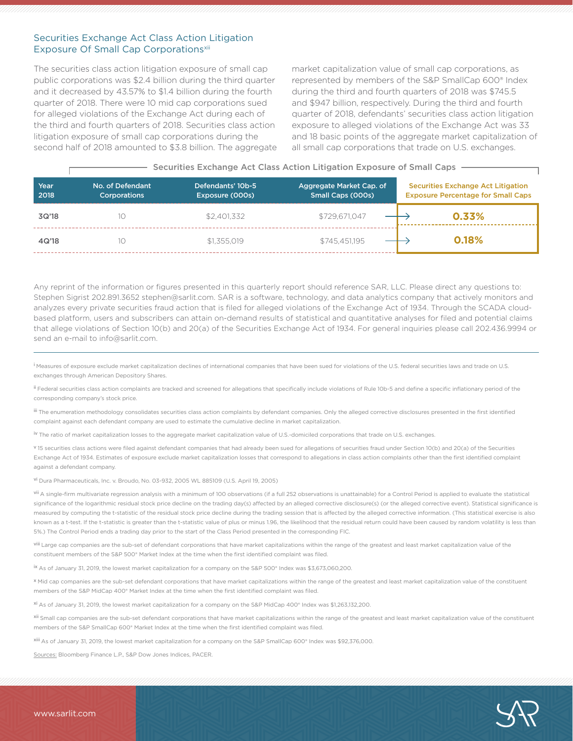## Securities Exchange Act Class Action Litigation Exposure Of Small Cap Corporations[xii]

The securities class action litigation exposure of small cap public corporations was $2.4 billion during the third quarter and it decreased by 43.57% to $1.4 billion during the fourth quarter of 2018. There were 10 mid cap corporations sued for alleged violations of the Exchange Act during each of the third and fourth quarters of 2018. Securities class action litigation exposure of small cap corporations during the second half of 2018 amounted to $3.8 billion. The aggregate market capitalization value of small cap corporations, as represented by members of the S&P SmallCap 600® Index during the third and fourth quarters of 2018 was $745.5 and $947 billion, respectively. During the third and fourth quarter of 2018, defendants' securities class action litigation exposure to alleged violations of the Exchange Act was 33 and 18 basic points of the aggregate market capitalization of all small cap corporations that trade on U.S. exchanges.

**Securities Exchange Act Class Action Litigation Exposure of Small Caps**

| Year 2018 | No. of Defendant Corporations | Defendants' 10b-5 Exposure (000s) | Aggregate Market Cap. of Small Caps (000s) | Securities Exchange Act Litigation Exposure Percentage for Small Caps |
|---|---|---|---|---|
| 3Q'18 | 10 | $2,401,332 | $729,671,047 | 0.33% |
| 4Q'18 | 10 | $1,355,019 | $745,451,195 | 0.18% |

Any reprint of the information or figures presented in this quarterly report should reference SAR, LLC. Please direct any questions to: Stephen Sigrist 202.891.3652 stephen@sarlit.com. SAR is a software, technology, and data analytics company that actively monitors and analyzes every private securities fraud action that is filed for alleged violations of the Exchange Act of 1934. Through the SCADA cloud-based platform, users and subscribers can attain on-demand results of statistical and quantitative analyses for filed and potential claims that allege violations of Section 10(b) and 20(a) of the Securities Exchange Act of 1934. For general inquiries please call 202.436.9994 or send an e-mail to info@sarlit.com.

---

[i] Measures of exposure exclude market capitalization declines of international companies that have been sued for violations of the U.S. federal securities laws and trade on U.S. exchanges through American Depository Shares.

[ii] Federal securities class action complaints are tracked and screened for allegations that specifically include violations of Rule 10b-5 and define a specific inflationary period of the corresponding company's stock price.

[iii] The enumeration methodology consolidates securities class action complaints by defendant companies. Only the alleged corrective disclosures presented in the first identified complaint against each defendant company are used to estimate the cumulative decline in market capitalization.

[iv] The ratio of market capitalization losses to the aggregate market capitalization value of U.S.-domiciled corporations that trade on U.S. exchanges.

[v] 15 securities class actions were filed against defendant companies that had already been sued for allegations of securities fraud under Section 10(b) and 20(a) of the Securities Exchange Act of 1934. Estimates of exposure exclude market capitalization losses that correspond to allegations in class action complaints other than the first identified complaint against a defendant company.

[vi] Dura Pharmaceuticals, Inc. v. Broudo, No. 03-932, 2005 WL 885109 (U.S. April 19, 2005)

[vii] A single-firm multivariate regression analysis with a minimum of 100 observations (if a full 252 observations is unattainable) for a Control Period is applied to evaluate the statistical significance of the logarithmic residual stock price decline on the trading day(s) affected by an alleged corrective disclosure(s) (or the alleged corrective event). Statistical significance is measured by computing the t-statistic of the residual stock price decline during the trading session that is affected by the alleged corrective information. (This statistical exercise is also known as a t-test. If the t-statistic is greater than the t-statistic value of plus or minus 1.96, the likelihood that the residual return could have been caused by random volatility is less than 5%.) The Control Period ends a trading day prior to the start of the Class Period presented in the corresponding FIC.

[viii] Large cap companies are the sub-set of defendant corporations that have market capitalizations within the range of the greatest and least market capitalization value of the constituent members of the S&P 500® Market Index at the time when the first identified complaint was filed.

[ix] As of January 31, 2019, the lowest market capitalization for a company on the S&P 500® Index was $3,673,060,200.

[x] Mid cap companies are the sub-set defendant corporations that have market capitalizations within the range of the greatest and least market capitalization value of the constituent members of the S&P MidCap 400® Market Index at the time when the first identified complaint was filed.

[xi] As of January 31, 2019, the lowest market capitalization for a company on the S&P MidCap 400® Index was $1,263,132,200.

[xii] Small cap companies are the sub-set defendant corporations that have market capitalizations within the range of the greatest and least market capitalization value of the constituent members of the S&P SmallCap 600® Market Index at the time when the first identified complaint was filed.

[xiii] As of January 31, 2019, the lowest market capitalization for a company on the S&P SmallCap 600® Index was $92,376,000.

Sources: Bloomberg Finance L.P., S&P Dow Jones Indices, PACER.